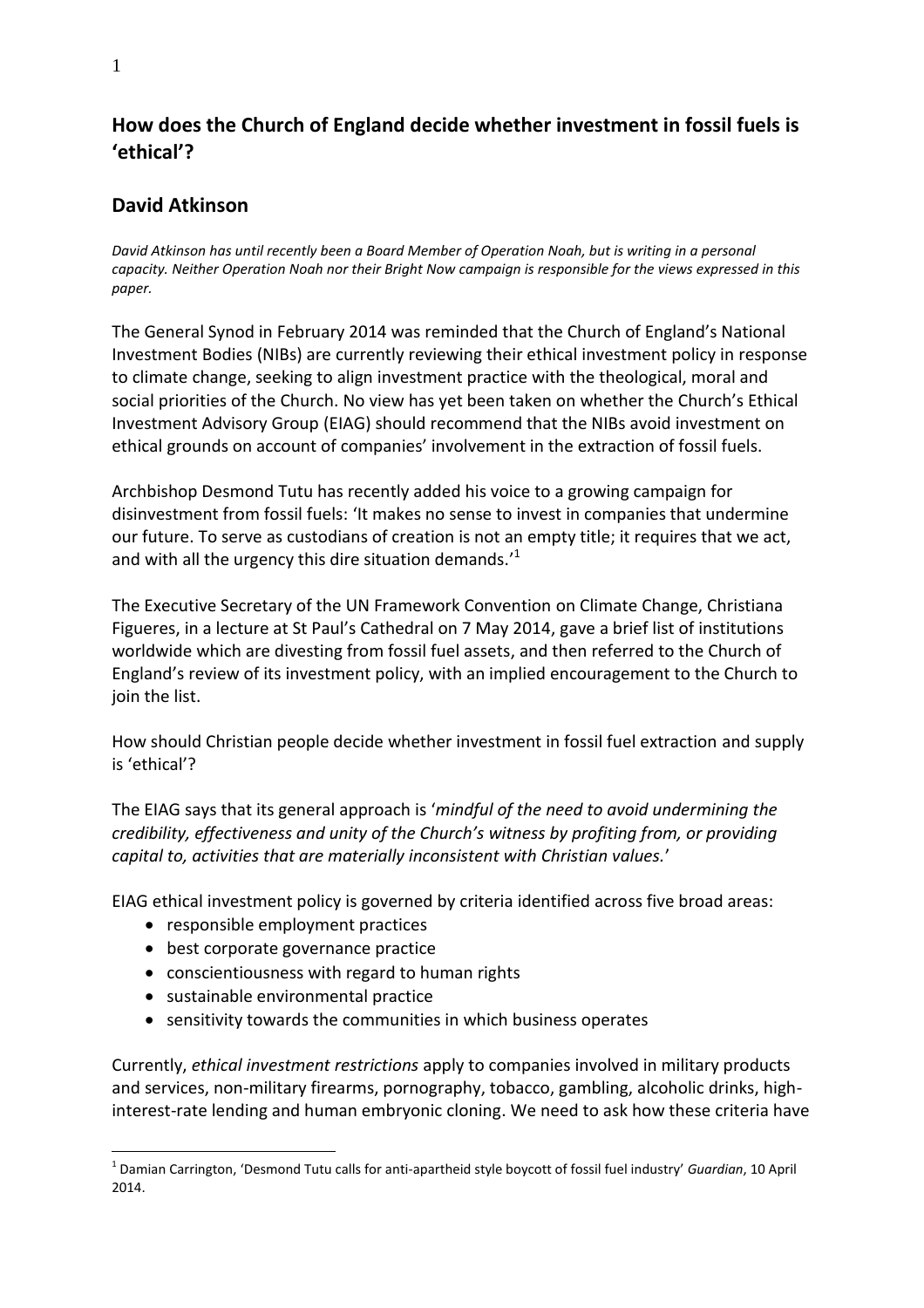## How does the Church of England decide whether investment in fossil fuels is 'ethical'?

## David Atkinson

*David Atkinson has until recently been a Board Member of Operation Noah, but is writing in a personal capacity. Neither Operation Noah nor their Bright Now campaign is responsible for the views expressed in this paper.*

The General Synod in February 2014 was reminded that the Church of England's National Investment Bodies (NIBs) are currently reviewing their ethical investment policy in response to climate change, seeking to align investment practice with the theological, moral and social priorities of the Church. No view has yet been taken on whether the Church's Ethical Investment Advisory Group (EIAG) should recommend that the NIBs avoid investment on ethical grounds on account of companies' involvement in the extraction of fossil fuels.

Archbishop Desmond Tutu has recently added his voice to a growing campaign for disinvestment from fossil fuels: 'It makes no sense to invest in companies that undermine our future. To serve as custodians of creation is not an empty title; it requires that we act, and with all the urgency this dire situation demands.'[1]

The Executive Secretary of the UN Framework Convention on Climate Change, Christiana Figueres, in a lecture at St Paul's Cathedral on 7 May 2014, gave a brief list of institutions worldwide which are divesting from fossil fuel assets, and then referred to the Church of England's review of its investment policy, with an implied encouragement to the Church to join the list.

How should Christian people decide whether investment in fossil fuel extraction and supply is 'ethical'?

The EIAG says that its general approach is '*mindful of the need to avoid undermining the credibility, effectiveness and unity of the Church's witness by profiting from, or providing capital to, activities that are materially inconsistent with Christian values.*'

EIAG ethical investment policy is governed by criteria identified across five broad areas:

- responsible employment practices
- best corporate governance practice
- conscientiousness with regard to human rights
- sustainable environmental practice
- sensitivity towards the communities in which business operates

Currently, *ethical investment restrictions* apply to companies involved in military products and services, non-military firearms, pornography, tobacco, gambling, alcoholic drinks, high-interest-rate lending and human embryonic cloning. We need to ask how these criteria have

[1] Damian Carrington, 'Desmond Tutu calls for anti-apartheid style boycott of fossil fuel industry' *Guardian*, 10 April 2014.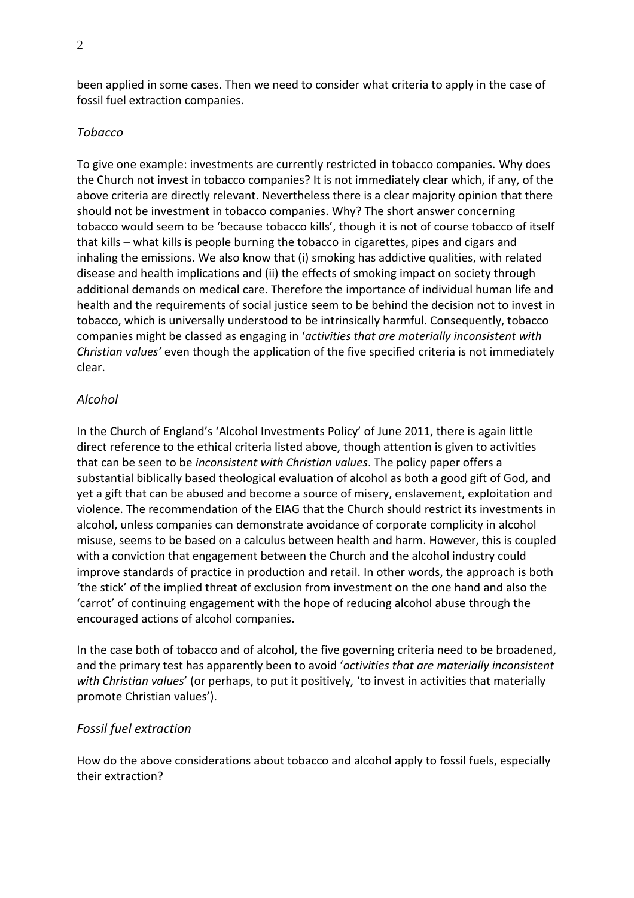been applied in some cases. Then we need to consider what criteria to apply in the case of fossil fuel extraction companies.

### *Tobacco*

To give one example: investments are currently restricted in tobacco companies. Why does the Church not invest in tobacco companies? It is not immediately clear which, if any, of the above criteria are directly relevant. Nevertheless there is a clear majority opinion that there should not be investment in tobacco companies. Why? The short answer concerning tobacco would seem to be 'because tobacco kills', though it is not of course tobacco of itself that kills – what kills is people burning the tobacco in cigarettes, pipes and cigars and inhaling the emissions. We also know that (i) smoking has addictive qualities, with related disease and health implications and (ii) the effects of smoking impact on society through additional demands on medical care. Therefore the importance of individual human life and health and the requirements of social justice seem to be behind the decision not to invest in tobacco, which is universally understood to be intrinsically harmful. Consequently, tobacco companies might be classed as engaging in '*activities that are materially inconsistent with Christian values'* even though the application of the five specified criteria is not immediately clear.

### *Alcohol*

In the Church of England's 'Alcohol Investments Policy' of June 2011, there is again little direct reference to the ethical criteria listed above, though attention is given to activities that can be seen to be *inconsistent with Christian values*. The policy paper offers a substantial biblically based theological evaluation of alcohol as both a good gift of God, and yet a gift that can be abused and become a source of misery, enslavement, exploitation and violence. The recommendation of the EIAG that the Church should restrict its investments in alcohol, unless companies can demonstrate avoidance of corporate complicity in alcohol misuse, seems to be based on a calculus between health and harm. However, this is coupled with a conviction that engagement between the Church and the alcohol industry could improve standards of practice in production and retail. In other words, the approach is both 'the stick' of the implied threat of exclusion from investment on the one hand and also the 'carrot' of continuing engagement with the hope of reducing alcohol abuse through the encouraged actions of alcohol companies.

In the case both of tobacco and of alcohol, the five governing criteria need to be broadened, and the primary test has apparently been to avoid '*activities that are materially inconsistent with Christian values*' (or perhaps, to put it positively, 'to invest in activities that materially promote Christian values').

### *Fossil fuel extraction*

How do the above considerations about tobacco and alcohol apply to fossil fuels, especially their extraction?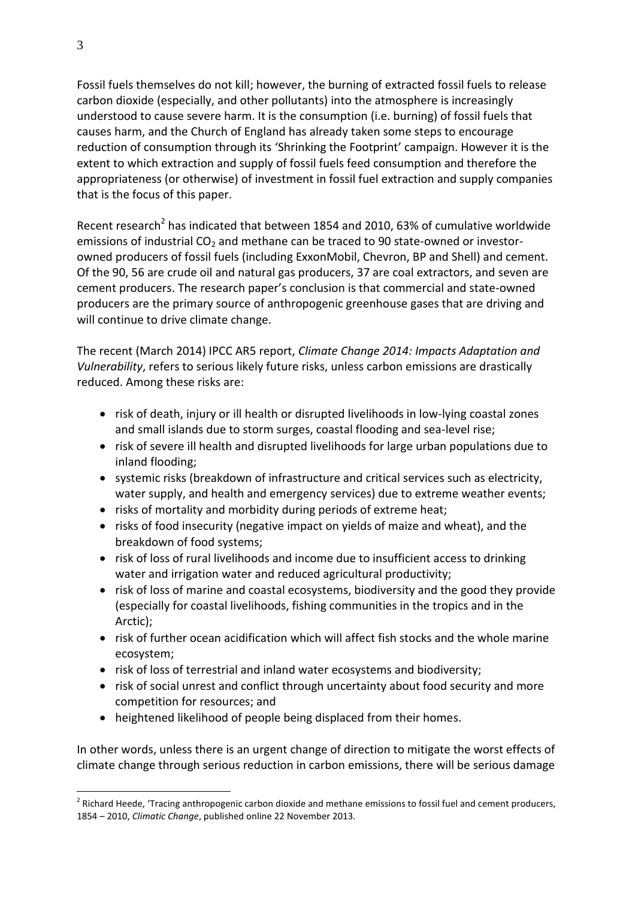Fossil fuels themselves do not kill; however, the burning of extracted fossil fuels to release carbon dioxide (especially, and other pollutants) into the atmosphere is increasingly understood to cause severe harm. It is the consumption (i.e. burning) of fossil fuels that causes harm, and the Church of England has already taken some steps to encourage reduction of consumption through its 'Shrinking the Footprint' campaign. However it is the extent to which extraction and supply of fossil fuels feed consumption and therefore the appropriateness (or otherwise) of investment in fossil fuel extraction and supply companies that is the focus of this paper.

Recent research[2] has indicated that between 1854 and 2010, 63% of cumulative worldwide emissions of industrial $CO_2$ and methane can be traced to 90 state-owned or investor-owned producers of fossil fuels (including ExxonMobil, Chevron, BP and Shell) and cement. Of the 90, 56 are crude oil and natural gas producers, 37 are coal extractors, and seven are cement producers. The research paper's conclusion is that commercial and state-owned producers are the primary source of anthropogenic greenhouse gases that are driving and will continue to drive climate change.

The recent (March 2014) IPCC AR5 report, *Climate Change 2014: Impacts Adaptation and Vulnerability*, refers to serious likely future risks, unless carbon emissions are drastically reduced. Among these risks are:

- risk of death, injury or ill health or disrupted livelihoods in low-lying coastal zones and small islands due to storm surges, coastal flooding and sea-level rise;
- risk of severe ill health and disrupted livelihoods for large urban populations due to inland flooding;
- systemic risks (breakdown of infrastructure and critical services such as electricity, water supply, and health and emergency services) due to extreme weather events;
- risks of mortality and morbidity during periods of extreme heat;
- risks of food insecurity (negative impact on yields of maize and wheat), and the breakdown of food systems;
- risk of loss of rural livelihoods and income due to insufficient access to drinking water and irrigation water and reduced agricultural productivity;
- risk of loss of marine and coastal ecosystems, biodiversity and the good they provide (especially for coastal livelihoods, fishing communities in the tropics and in the Arctic);
- risk of further ocean acidification which will affect fish stocks and the whole marine ecosystem;
- risk of loss of terrestrial and inland water ecosystems and biodiversity;
- risk of social unrest and conflict through uncertainty about food security and more competition for resources; and
- heightened likelihood of people being displaced from their homes.

In other words, unless there is an urgent change of direction to mitigate the worst effects of climate change through serious reduction in carbon emissions, there will be serious damage

[2] Richard Heede, 'Tracing anthropogenic carbon dioxide and methane emissions to fossil fuel and cement producers, 1854 – 2010, *Climatic Change*, published online 22 November 2013.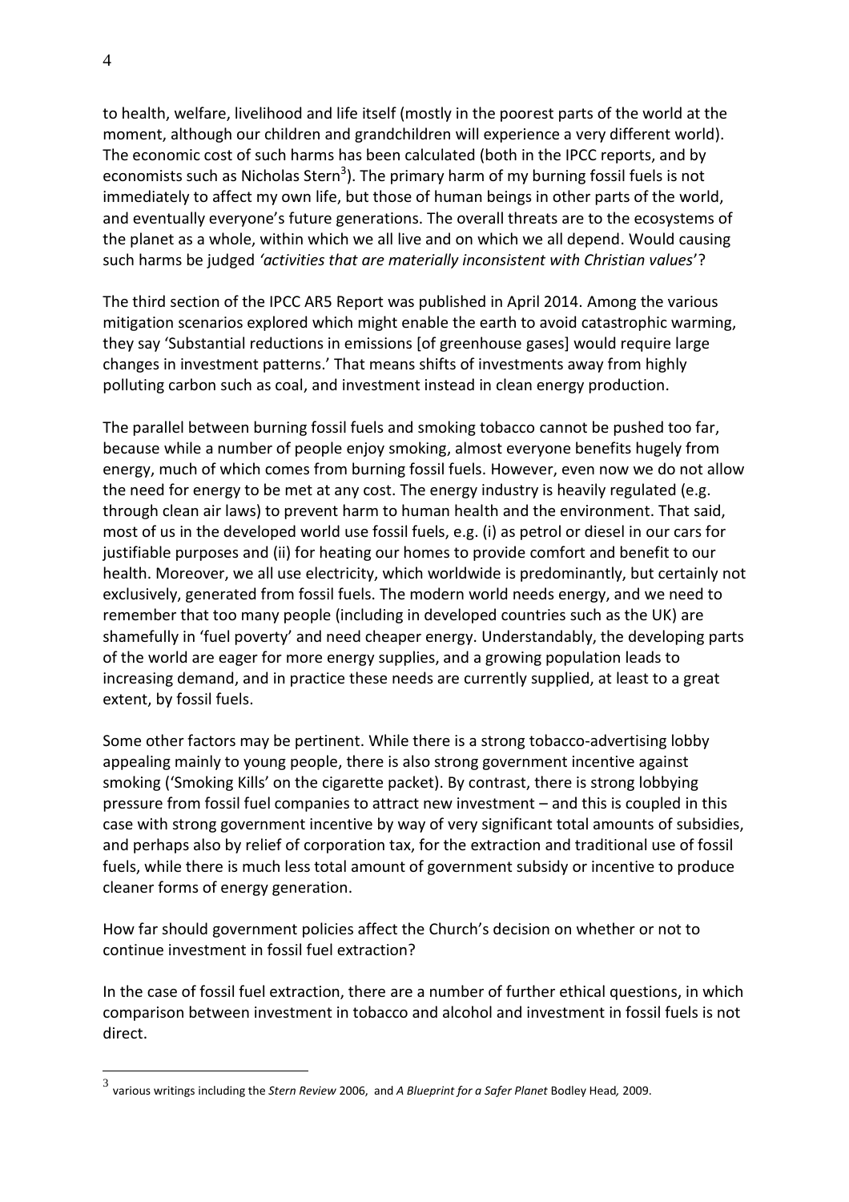to health, welfare, livelihood and life itself (mostly in the poorest parts of the world at the moment, although our children and grandchildren will experience a very different world). The economic cost of such harms has been calculated (both in the IPCC reports, and by economists such as Nicholas Stern[3]). The primary harm of my burning fossil fuels is not immediately to affect my own life, but those of human beings in other parts of the world, and eventually everyone's future generations. The overall threats are to the ecosystems of the planet as a whole, within which we all live and on which we all depend. Would causing such harms be judged *'activities that are materially inconsistent with Christian values'*?

The third section of the IPCC AR5 Report was published in April 2014. Among the various mitigation scenarios explored which might enable the earth to avoid catastrophic warming, they say 'Substantial reductions in emissions [of greenhouse gases] would require large changes in investment patterns.' That means shifts of investments away from highly polluting carbon such as coal, and investment instead in clean energy production.

The parallel between burning fossil fuels and smoking tobacco cannot be pushed too far, because while a number of people enjoy smoking, almost everyone benefits hugely from energy, much of which comes from burning fossil fuels. However, even now we do not allow the need for energy to be met at any cost. The energy industry is heavily regulated (e.g. through clean air laws) to prevent harm to human health and the environment. That said, most of us in the developed world use fossil fuels, e.g. (i) as petrol or diesel in our cars for justifiable purposes and (ii) for heating our homes to provide comfort and benefit to our health. Moreover, we all use electricity, which worldwide is predominantly, but certainly not exclusively, generated from fossil fuels. The modern world needs energy, and we need to remember that too many people (including in developed countries such as the UK) are shamefully in 'fuel poverty' and need cheaper energy. Understandably, the developing parts of the world are eager for more energy supplies, and a growing population leads to increasing demand, and in practice these needs are currently supplied, at least to a great extent, by fossil fuels.

Some other factors may be pertinent. While there is a strong tobacco-advertising lobby appealing mainly to young people, there is also strong government incentive against smoking ('Smoking Kills' on the cigarette packet). By contrast, there is strong lobbying pressure from fossil fuel companies to attract new investment – and this is coupled in this case with strong government incentive by way of very significant total amounts of subsidies, and perhaps also by relief of corporation tax, for the extraction and traditional use of fossil fuels, while there is much less total amount of government subsidy or incentive to produce cleaner forms of energy generation.

How far should government policies affect the Church's decision on whether or not to continue investment in fossil fuel extraction?

In the case of fossil fuel extraction, there are a number of further ethical questions, in which comparison between investment in tobacco and alcohol and investment in fossil fuels is not direct.

---

[3] various writings including the *Stern Review* 2006, and *A Blueprint for a Safer Planet* Bodley Head*,* 2009.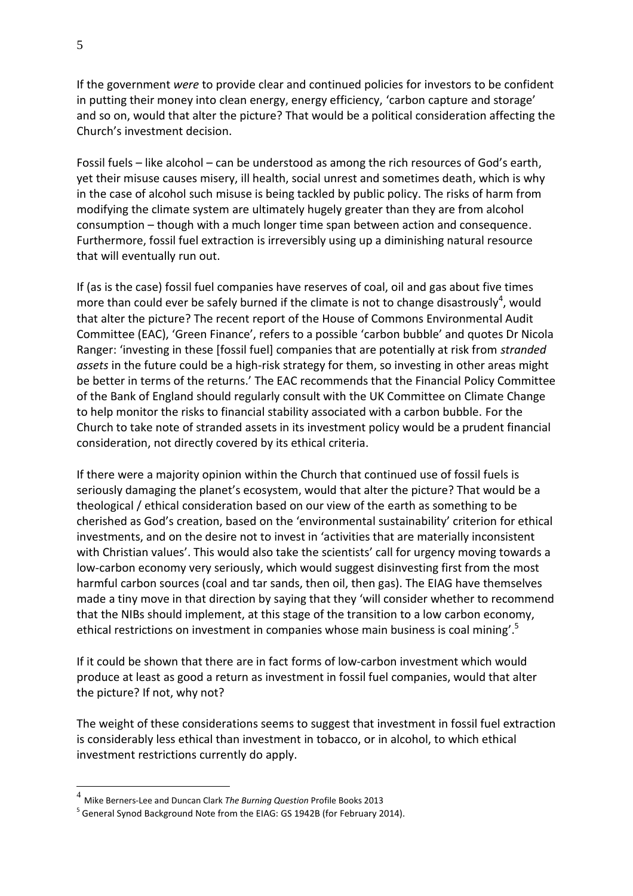If the government *were* to provide clear and continued policies for investors to be confident in putting their money into clean energy, energy efficiency, 'carbon capture and storage' and so on, would that alter the picture? That would be a political consideration affecting the Church's investment decision.

Fossil fuels – like alcohol – can be understood as among the rich resources of God's earth, yet their misuse causes misery, ill health, social unrest and sometimes death, which is why in the case of alcohol such misuse is being tackled by public policy. The risks of harm from modifying the climate system are ultimately hugely greater than they are from alcohol consumption – though with a much longer time span between action and consequence. Furthermore, fossil fuel extraction is irreversibly using up a diminishing natural resource that will eventually run out.

If (as is the case) fossil fuel companies have reserves of coal, oil and gas about five times more than could ever be safely burned if the climate is not to change disastrously[4], would that alter the picture? The recent report of the House of Commons Environmental Audit Committee (EAC), 'Green Finance', refers to a possible 'carbon bubble' and quotes Dr Nicola Ranger: 'investing in these [fossil fuel] companies that are potentially at risk from *stranded assets* in the future could be a high-risk strategy for them, so investing in other areas might be better in terms of the returns.' The EAC recommends that the Financial Policy Committee of the Bank of England should regularly consult with the UK Committee on Climate Change to help monitor the risks to financial stability associated with a carbon bubble. For the Church to take note of stranded assets in its investment policy would be a prudent financial consideration, not directly covered by its ethical criteria.

If there were a majority opinion within the Church that continued use of fossil fuels is seriously damaging the planet's ecosystem, would that alter the picture? That would be a theological / ethical consideration based on our view of the earth as something to be cherished as God's creation, based on the 'environmental sustainability' criterion for ethical investments, and on the desire not to invest in 'activities that are materially inconsistent with Christian values'. This would also take the scientists' call for urgency moving towards a low-carbon economy very seriously, which would suggest disinvesting first from the most harmful carbon sources (coal and tar sands, then oil, then gas). The EIAG have themselves made a tiny move in that direction by saying that they 'will consider whether to recommend that the NIBs should implement, at this stage of the transition to a low carbon economy, ethical restrictions on investment in companies whose main business is coal mining'.[5]

If it could be shown that there are in fact forms of low-carbon investment which would produce at least as good a return as investment in fossil fuel companies, would that alter the picture? If not, why not?

The weight of these considerations seems to suggest that investment in fossil fuel extraction is considerably less ethical than investment in tobacco, or in alcohol, to which ethical investment restrictions currently do apply.

---

[4] Mike Berners-Lee and Duncan Clark *The Burning Question* Profile Books 2013

[5] General Synod Background Note from the EIAG: GS 1942B (for February 2014).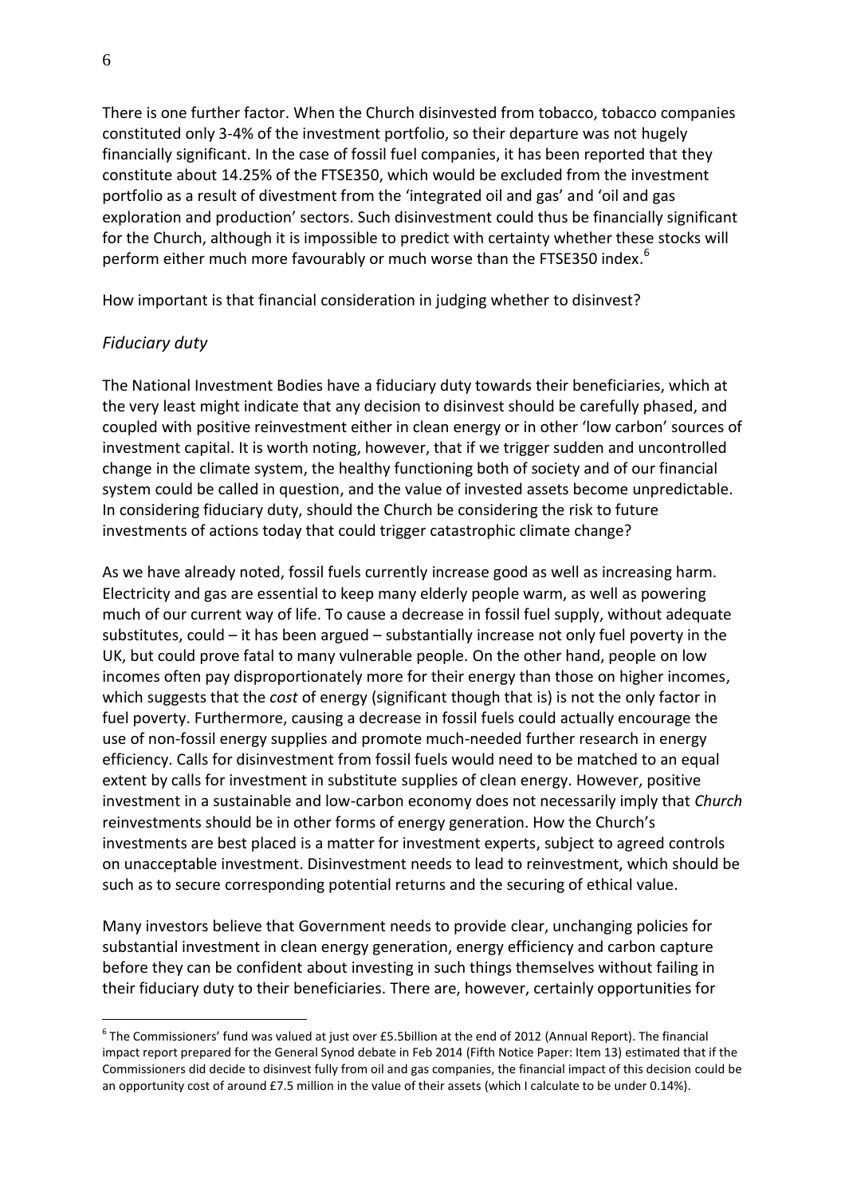There is one further factor. When the Church disinvested from tobacco, tobacco companies constituted only 3-4% of the investment portfolio, so their departure was not hugely financially significant. In the case of fossil fuel companies, it has been reported that they constitute about 14.25% of the FTSE350, which would be excluded from the investment portfolio as a result of divestment from the 'integrated oil and gas' and 'oil and gas exploration and production' sectors. Such disinvestment could thus be financially significant for the Church, although it is impossible to predict with certainty whether these stocks will perform either much more favourably or much worse than the FTSE350 index.[6]

How important is that financial consideration in judging whether to disinvest?

### *Fiduciary duty*

The National Investment Bodies have a fiduciary duty towards their beneficiaries, which at the very least might indicate that any decision to disinvest should be carefully phased, and coupled with positive reinvestment either in clean energy or in other 'low carbon' sources of investment capital. It is worth noting, however, that if we trigger sudden and uncontrolled change in the climate system, the healthy functioning both of society and of our financial system could be called in question, and the value of invested assets become unpredictable. In considering fiduciary duty, should the Church be considering the risk to future investments of actions today that could trigger catastrophic climate change?

As we have already noted, fossil fuels currently increase good as well as increasing harm. Electricity and gas are essential to keep many elderly people warm, as well as powering much of our current way of life. To cause a decrease in fossil fuel supply, without adequate substitutes, could – it has been argued – substantially increase not only fuel poverty in the UK, but could prove fatal to many vulnerable people. On the other hand, people on low incomes often pay disproportionately more for their energy than those on higher incomes, which suggests that the *cost* of energy (significant though that is) is not the only factor in fuel poverty. Furthermore, causing a decrease in fossil fuels could actually encourage the use of non-fossil energy supplies and promote much-needed further research in energy efficiency. Calls for disinvestment from fossil fuels would need to be matched to an equal extent by calls for investment in substitute supplies of clean energy. However, positive investment in a sustainable and low-carbon economy does not necessarily imply that *Church* reinvestments should be in other forms of energy generation. How the Church's investments are best placed is a matter for investment experts, subject to agreed controls on unacceptable investment. Disinvestment needs to lead to reinvestment, which should be such as to secure corresponding potential returns and the securing of ethical value.

Many investors believe that Government needs to provide clear, unchanging policies for substantial investment in clean energy generation, energy efficiency and carbon capture before they can be confident about investing in such things themselves without failing in their fiduciary duty to their beneficiaries. There are, however, certainly opportunities for

---

[6] The Commissioners' fund was valued at just over £5.5billion at the end of 2012 (Annual Report). The financial impact report prepared for the General Synod debate in Feb 2014 (Fifth Notice Paper: Item 13) estimated that if the Commissioners did decide to disinvest fully from oil and gas companies, the financial impact of this decision could be an opportunity cost of around £7.5 million in the value of their assets (which I calculate to be under 0.14%).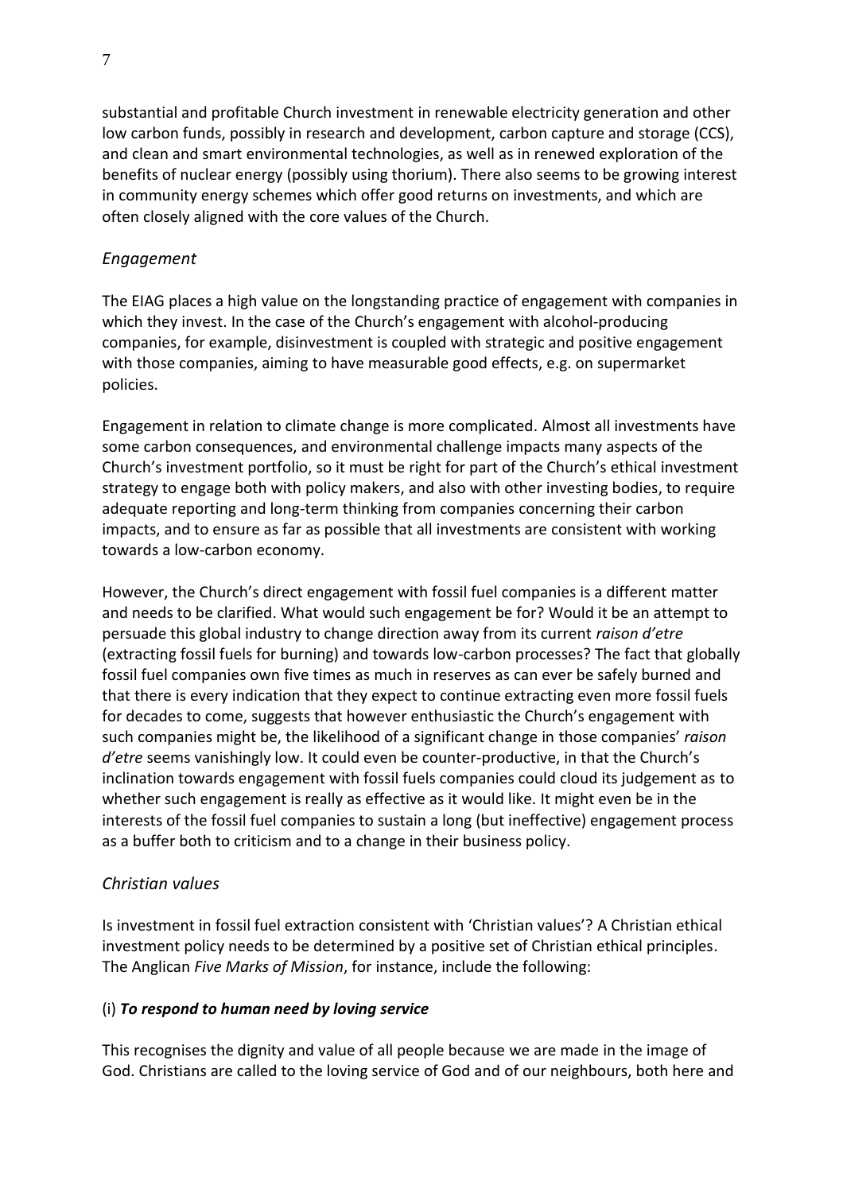substantial and profitable Church investment in renewable electricity generation and other low carbon funds, possibly in research and development, carbon capture and storage (CCS), and clean and smart environmental technologies, as well as in renewed exploration of the benefits of nuclear energy (possibly using thorium). There also seems to be growing interest in community energy schemes which offer good returns on investments, and which are often closely aligned with the core values of the Church.

### *Engagement*

The EIAG places a high value on the longstanding practice of engagement with companies in which they invest. In the case of the Church's engagement with alcohol-producing companies, for example, disinvestment is coupled with strategic and positive engagement with those companies, aiming to have measurable good effects, e.g. on supermarket policies.

Engagement in relation to climate change is more complicated. Almost all investments have some carbon consequences, and environmental challenge impacts many aspects of the Church's investment portfolio, so it must be right for part of the Church's ethical investment strategy to engage both with policy makers, and also with other investing bodies, to require adequate reporting and long-term thinking from companies concerning their carbon impacts, and to ensure as far as possible that all investments are consistent with working towards a low-carbon economy.

However, the Church's direct engagement with fossil fuel companies is a different matter and needs to be clarified. What would such engagement be for? Would it be an attempt to persuade this global industry to change direction away from its current *raison d'etre* (extracting fossil fuels for burning) and towards low-carbon processes? The fact that globally fossil fuel companies own five times as much in reserves as can ever be safely burned and that there is every indication that they expect to continue extracting even more fossil fuels for decades to come, suggests that however enthusiastic the Church's engagement with such companies might be, the likelihood of a significant change in those companies' *raison d'etre* seems vanishingly low. It could even be counter-productive, in that the Church's inclination towards engagement with fossil fuels companies could cloud its judgement as to whether such engagement is really as effective as it would like. It might even be in the interests of the fossil fuel companies to sustain a long (but ineffective) engagement process as a buffer both to criticism and to a change in their business policy.

### *Christian values*

Is investment in fossil fuel extraction consistent with 'Christian values'? A Christian ethical investment policy needs to be determined by a positive set of Christian ethical principles. The Anglican *Five Marks of Mission*, for instance, include the following:

#### (i) ***To respond to human need by loving service***

This recognises the dignity and value of all people because we are made in the image of God. Christians are called to the loving service of God and of our neighbours, both here and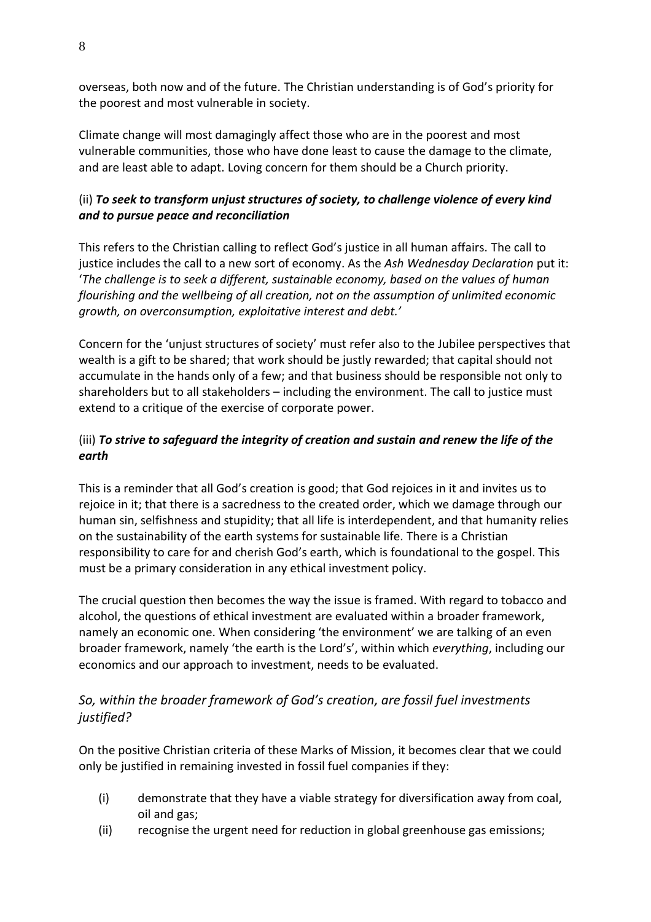overseas, both now and of the future. The Christian understanding is of God's priority for the poorest and most vulnerable in society.

Climate change will most damagingly affect those who are in the poorest and most vulnerable communities, those who have done least to cause the damage to the climate, and are least able to adapt. Loving concern for them should be a Church priority.

### (ii) ***To seek to transform unjust structures of society, to challenge violence of every kind and to pursue peace and reconciliation***

This refers to the Christian calling to reflect God's justice in all human affairs. The call to justice includes the call to a new sort of economy. As the *Ash Wednesday Declaration* put it: '*The challenge is to seek a different, sustainable economy, based on the values of human flourishing and the wellbeing of all creation, not on the assumption of unlimited economic growth, on overconsumption, exploitative interest and debt.'*

Concern for the 'unjust structures of society' must refer also to the Jubilee perspectives that wealth is a gift to be shared; that work should be justly rewarded; that capital should not accumulate in the hands only of a few; and that business should be responsible not only to shareholders but to all stakeholders – including the environment. The call to justice must extend to a critique of the exercise of corporate power.

### (iii) ***To strive to safeguard the integrity of creation and sustain and renew the life of the earth***

This is a reminder that all God's creation is good; that God rejoices in it and invites us to rejoice in it; that there is a sacredness to the created order, which we damage through our human sin, selfishness and stupidity; that all life is interdependent, and that humanity relies on the sustainability of the earth systems for sustainable life. There is a Christian responsibility to care for and cherish God's earth, which is foundational to the gospel. This must be a primary consideration in any ethical investment policy.

The crucial question then becomes the way the issue is framed. With regard to tobacco and alcohol, the questions of ethical investment are evaluated within a broader framework, namely an economic one. When considering 'the environment' we are talking of an even broader framework, namely 'the earth is the Lord's', within which *everything*, including our economics and our approach to investment, needs to be evaluated.

## *So, within the broader framework of God's creation, are fossil fuel investments justified?*

On the positive Christian criteria of these Marks of Mission, it becomes clear that we could only be justified in remaining invested in fossil fuel companies if they:

(i) demonstrate that they have a viable strategy for diversification away from coal, oil and gas;
(ii) recognise the urgent need for reduction in global greenhouse gas emissions;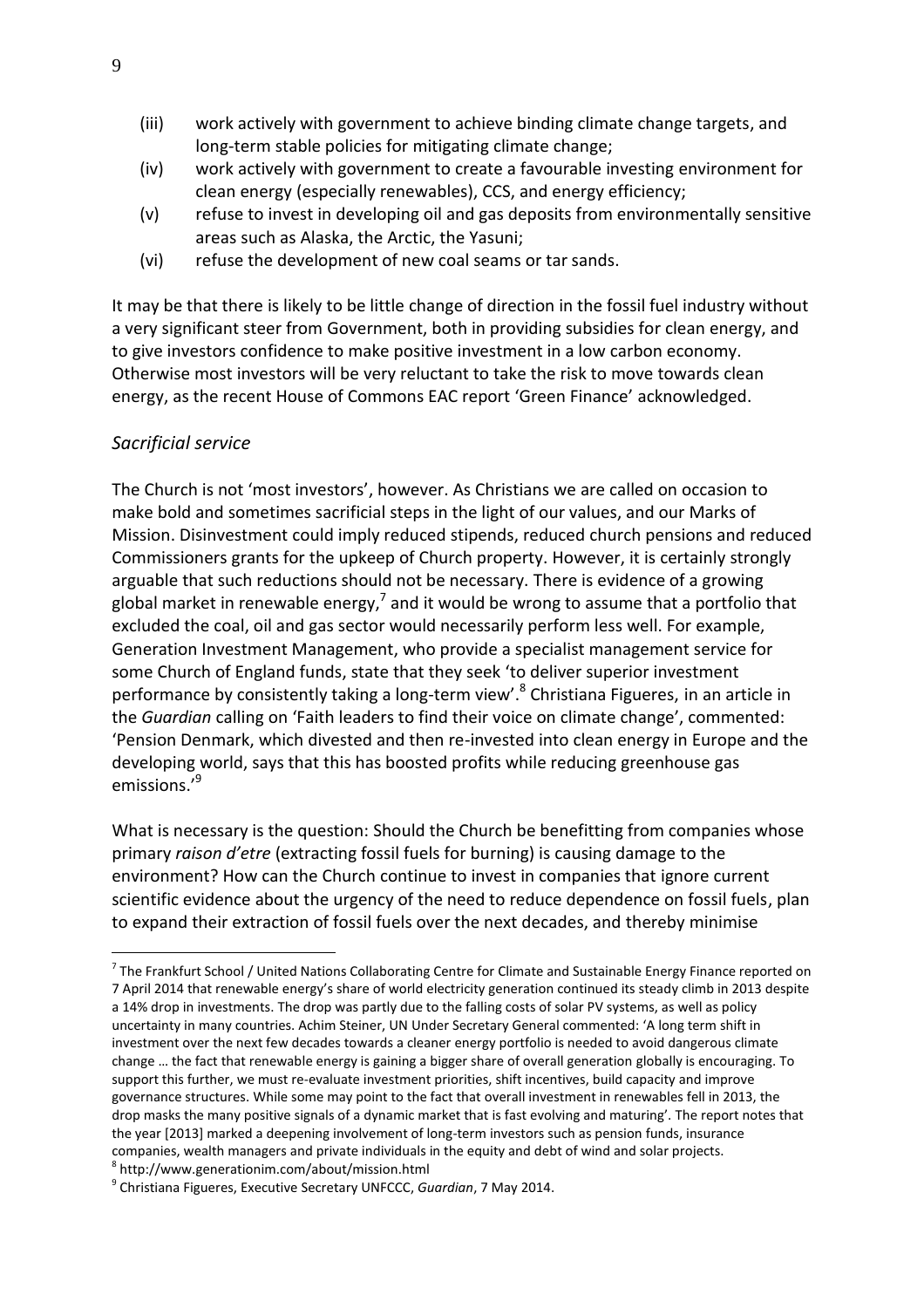(iii) work actively with government to achieve binding climate change targets, and long-term stable policies for mitigating climate change;
(iv) work actively with government to create a favourable investing environment for clean energy (especially renewables), CCS, and energy efficiency;
(v) refuse to invest in developing oil and gas deposits from environmentally sensitive areas such as Alaska, the Arctic, the Yasuni;
(vi) refuse the development of new coal seams or tar sands.

It may be that there is likely to be little change of direction in the fossil fuel industry without a very significant steer from Government, both in providing subsidies for clean energy, and to give investors confidence to make positive investment in a low carbon economy. Otherwise most investors will be very reluctant to take the risk to move towards clean energy, as the recent House of Commons EAC report 'Green Finance' acknowledged.

### *Sacrificial service*

The Church is not 'most investors', however. As Christians we are called on occasion to make bold and sometimes sacrificial steps in the light of our values, and our Marks of Mission. Disinvestment could imply reduced stipends, reduced church pensions and reduced Commissioners grants for the upkeep of Church property. However, it is certainly strongly arguable that such reductions should not be necessary. There is evidence of a growing global market in renewable energy,[7] and it would be wrong to assume that a portfolio that excluded the coal, oil and gas sector would necessarily perform less well. For example, Generation Investment Management, who provide a specialist management service for some Church of England funds, state that they seek 'to deliver superior investment performance by consistently taking a long-term view'.[8] Christiana Figueres, in an article in the *Guardian* calling on 'Faith leaders to find their voice on climate change', commented: 'Pension Denmark, which divested and then re-invested into clean energy in Europe and the developing world, says that this has boosted profits while reducing greenhouse gas emissions.'[9]

What is necessary is the question: Should the Church be benefitting from companies whose primary *raison d'etre* (extracting fossil fuels for burning) is causing damage to the environment? How can the Church continue to invest in companies that ignore current scientific evidence about the urgency of the need to reduce dependence on fossil fuels, plan to expand their extraction of fossil fuels over the next decades, and thereby minimise

---

[7] The Frankfurt School / United Nations Collaborating Centre for Climate and Sustainable Energy Finance reported on 7 April 2014 that renewable energy's share of world electricity generation continued its steady climb in 2013 despite a 14% drop in investments. The drop was partly due to the falling costs of solar PV systems, as well as policy uncertainty in many countries. Achim Steiner, UN Under Secretary General commented: 'A long term shift in investment over the next few decades towards a cleaner energy portfolio is needed to avoid dangerous climate change … the fact that renewable energy is gaining a bigger share of overall generation globally is encouraging. To support this further, we must re-evaluate investment priorities, shift incentives, build capacity and improve governance structures. While some may point to the fact that overall investment in renewables fell in 2013, the drop masks the many positive signals of a dynamic market that is fast evolving and maturing'. The report notes that the year [2013] marked a deepening involvement of long-term investors such as pension funds, insurance companies, wealth managers and private individuals in the equity and debt of wind and solar projects.

[8] http://www.generationim.com/about/mission.html

[9] Christiana Figueres, Executive Secretary UNFCCC, *Guardian*, 7 May 2014.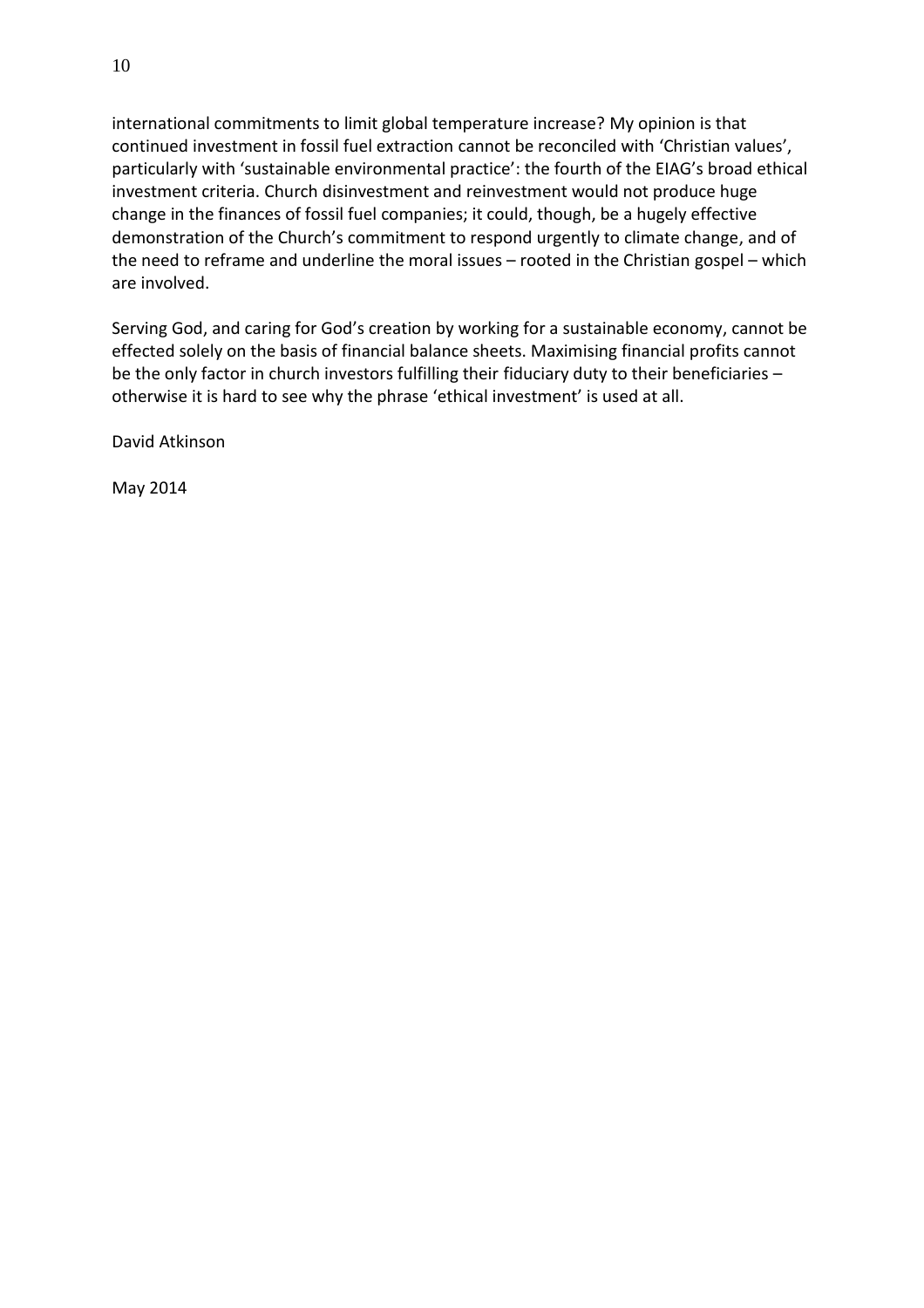international commitments to limit global temperature increase? My opinion is that continued investment in fossil fuel extraction cannot be reconciled with 'Christian values', particularly with 'sustainable environmental practice': the fourth of the EIAG's broad ethical investment criteria. Church disinvestment and reinvestment would not produce huge change in the finances of fossil fuel companies; it could, though, be a hugely effective demonstration of the Church's commitment to respond urgently to climate change, and of the need to reframe and underline the moral issues – rooted in the Christian gospel – which are involved.

Serving God, and caring for God's creation by working for a sustainable economy, cannot be effected solely on the basis of financial balance sheets. Maximising financial profits cannot be the only factor in church investors fulfilling their fiduciary duty to their beneficiaries – otherwise it is hard to see why the phrase 'ethical investment' is used at all.

David Atkinson

May 2014